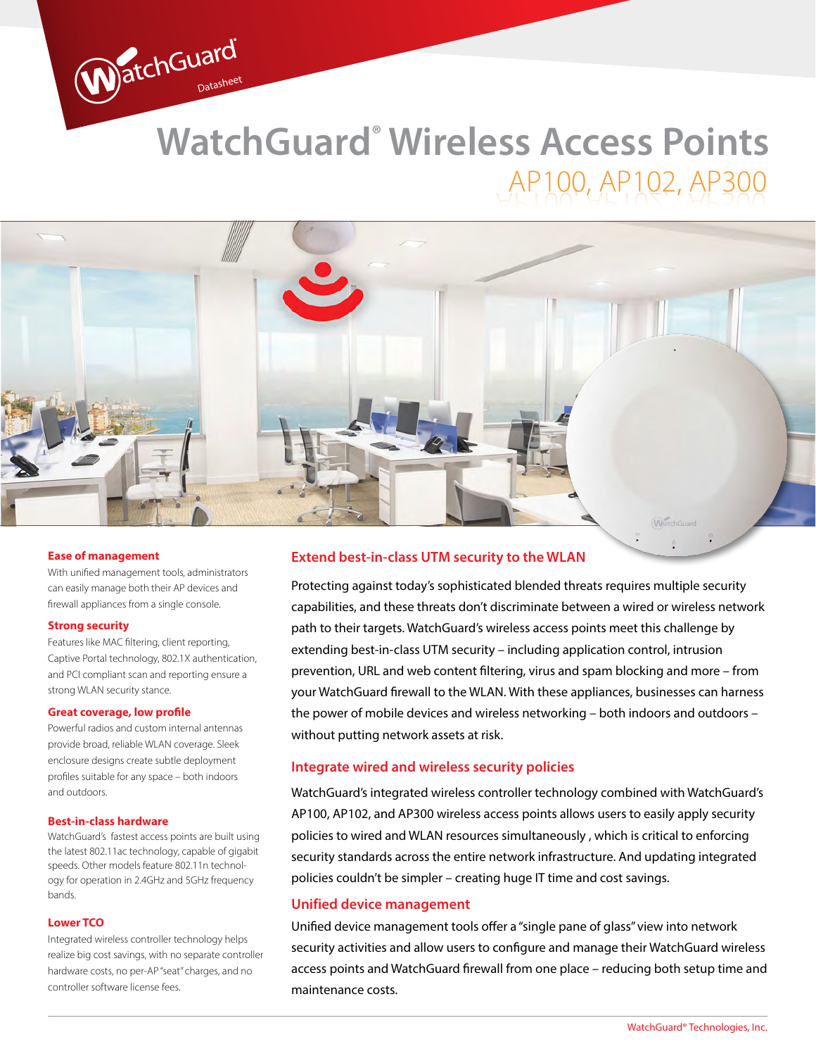# WatchGuard® Wireless Access Points

## AP100, AP102, AP300

### Ease of management

With unified management tools, administrators can easily manage both their AP devices and firewall appliances from a single console.

### Strong security

Features like MAC filtering, client reporting, Captive Portal technology, 802.1X authentication, and PCI compliant scan and reporting ensure a strong WLAN security stance.

### Great coverage, low profile

Powerful radios and custom internal antennas provide broad, reliable WLAN coverage. Sleek enclosure designs create subtle deployment profiles suitable for any space – both indoors and outdoors.

### Best-in-class hardware

WatchGuard's fastest access points are built using the latest 802.11ac technology, capable of gigabit speeds. Other models feature 802.11n technology for operation in 2.4GHz and 5GHz frequency bands.

### Lower TCO

Integrated wireless controller technology helps realize big cost savings, with no separate controller hardware costs, no per-AP "seat" charges, and no controller software license fees.

## Extend best-in-class UTM security to the WLAN

Protecting against today's sophisticated blended threats requires multiple security capabilities, and these threats don't discriminate between a wired or wireless network path to their targets. WatchGuard's wireless access points meet this challenge by extending best-in-class UTM security – including application control, intrusion prevention, URL and web content filtering, virus and spam blocking and more – from your WatchGuard firewall to the WLAN. With these appliances, businesses can harness the power of mobile devices and wireless networking – both indoors and outdoors – without putting network assets at risk.

## Integrate wired and wireless security policies

WatchGuard's integrated wireless controller technology combined with WatchGuard's AP100, AP102, and AP300 wireless access points allows users to easily apply security policies to wired and WLAN resources simultaneously , which is critical to enforcing security standards across the entire network infrastructure. And updating integrated policies couldn't be simpler – creating huge IT time and cost savings.

## Unified device management

Unified device management tools offer a "single pane of glass" view into network security activities and allow users to configure and manage their WatchGuard wireless access points and WatchGuard firewall from one place – reducing both setup time and maintenance costs.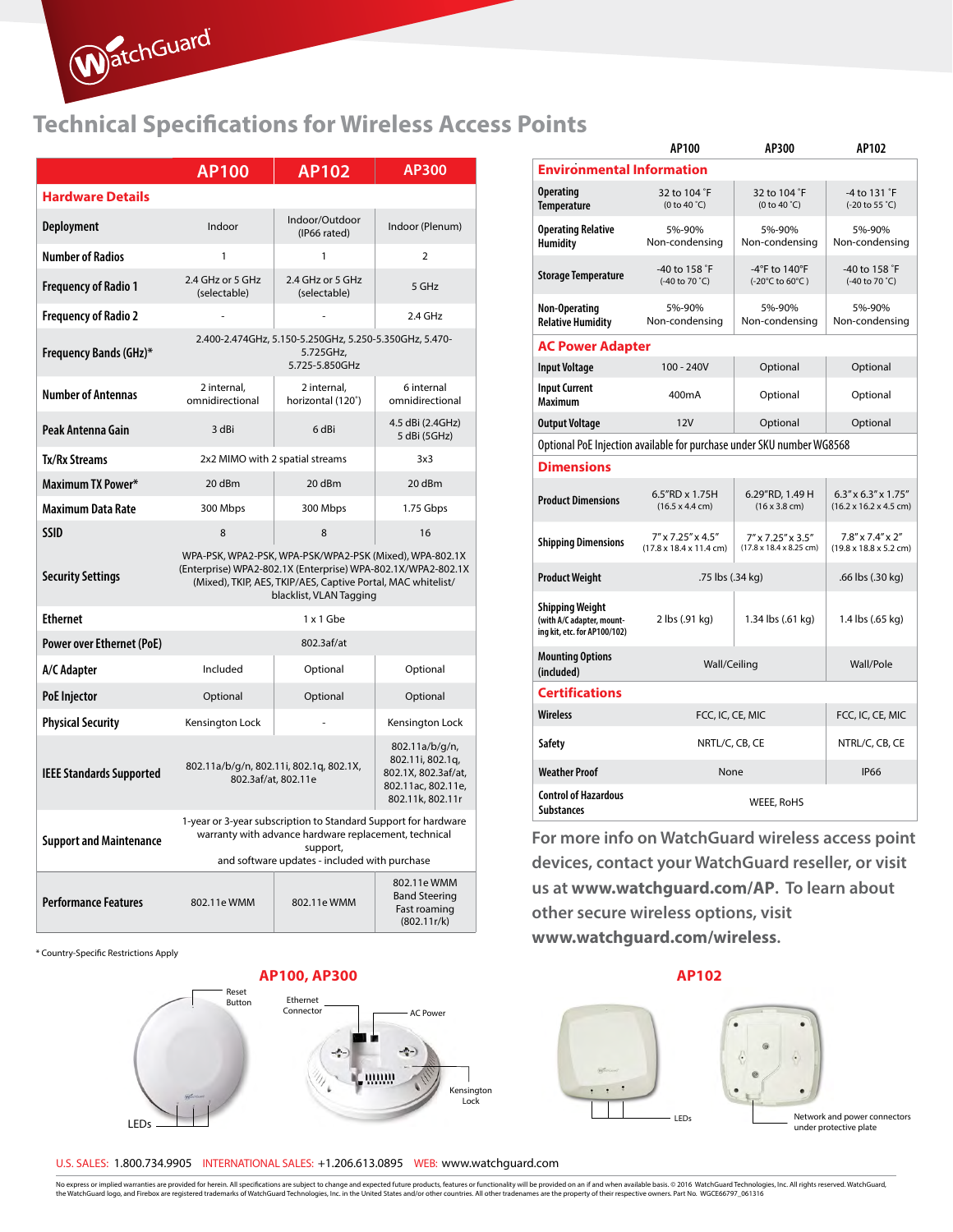# Technical Specifications for Wireless Access Points

| | AP100 | AP102 | AP300 |
|---|---|---|---|
| **Hardware Details** | | | |
| **Deployment** | Indoor | Indoor/Outdoor (IP66 rated) | Indoor (Plenum) |
| **Number of Radios** | 1 | 1 | 2 |
| **Frequency of Radio 1** | 2.4 GHz or 5 GHz (selectable) | 2.4 GHz or 5 GHz (selectable) | 5 GHz |
| **Frequency of Radio 2** | - | - | 2.4 GHz |
| **Frequency Bands (GHz)*** | 2.400-2.474GHz, 5.150-5.250GHz, 5.250-5.350GHz, 5.470-5.725GHz, 5.725-5.850GHz | | |
| **Number of Antennas** | 2 internal, omnidirectional | 2 internal, horizontal (120˚) | 6 internal omnidirectional |
| **Peak Antenna Gain** | 3 dBi | 6 dBi | 4.5 dBi (2.4GHz) 5 dBi (5GHz) |
| **Tx/Rx Streams** | 2x2 MIMO with 2 spatial streams | | 3x3 |
| **Maximum TX Power*** | 20 dBm | 20 dBm | 20 dBm |
| **Maximum Data Rate** | 300 Mbps | 300 Mbps | 1.75 Gbps |
| **SSID** | 8 | 8 | 16 |
| **Security Settings** | WPA-PSK, WPA2-PSK, WPA-PSK/WPA2-PSK (Mixed), WPA-802.1X (Enterprise) WPA2-802.1X (Enterprise) WPA-802.1X/WPA2-802.1X (Mixed), TKIP, AES, TKIP/AES, Captive Portal, MAC whitelist/blacklist, VLAN Tagging | | |
| **Ethernet** | 1 x 1 Gbe | | |
| **Power over Ethernet (PoE)** | 802.3af/at | | |
| **A/C Adapter** | Included | Optional | Optional |
| **PoE Injector** | Optional | Optional | Optional |
| **Physical Security** | Kensington Lock | - | Kensington Lock |
| **IEEE Standards Supported** | 802.11a/b/g/n, 802.11i, 802.1q, 802.1X, 802.3af/at, 802.11e | | 802.11a/b/g/n, 802.11i, 802.1q, 802.1X, 802.3af/at, 802.11ac, 802.11e, 802.11k, 802.11r |
| **Support and Maintenance** | 1-year or 3-year subscription to Standard Support for hardware warranty with advance hardware replacement, technical support, and software updates - included with purchase | | |
| **Performance Features** | 802.11e WMM | 802.11e WMM | 802.11e WMM Band Steering Fast roaming (802.11r/k) |

\* Country-Specific Restrictions Apply

| | AP100 | AP300 | AP102 |
|---|---|---|---|
| **Environmental Information** | | | |
| **Operating Temperature** | 32 to 104 ˚F (0 to 40 ˚C) | 32 to 104 ˚F (0 to 40 ˚C) | -4 to 131 ˚F (-20 to 55 ˚C) |
| **Operating Relative Humidity** | 5%-90% Non-condensing | 5%-90% Non-condensing | 5%-90% Non-condensing |
| **Storage Temperature** | -40 to 158 ˚F (-40 to 70 ˚C) | -4°F to 140°F (-20°C to 60°C) | -40 to 158 ˚F (-40 to 70 ˚C) |
| **Non-Operating Relative Humidity** | 5%-90% Non-condensing | 5%-90% Non-condensing | 5%-90% Non-condensing |
| **AC Power Adapter** | | | |
| **Input Voltage** | 100 - 240V | Optional | Optional |
| **Input Current Maximum** | 400mA | Optional | Optional |
| **Output Voltage** | 12V | Optional | Optional |
| Optional PoE Injection available for purchase under SKU number WG8568 | | | |
| **Dimensions** | | | |
| **Product Dimensions** | 6.5"RD x 1.75H (16.5 x 4.4 cm) | 6.29"RD, 1.49 H (16 x 3.8 cm) | 6.3" x 6.3" x 1.75" (16.2 x 16.2 x 4.5 cm) |
| **Shipping Dimensions** | 7" x 7.25" x 4.5" (17.8 x 18.4 x 11.4 cm) | 7" x 7.25" x 3.5" (17.8 x 18.4 x 8.25 cm) | 7.8" x 7.4" x 2" (19.8 x 18.8 x 5.2 cm) |
| **Product Weight** | .75 lbs (.34 kg) | | .66 lbs (.30 kg) |
| **Shipping Weight** (with A/C adapter, mounting kit, etc. for AP100/102) | 2 lbs (.91 kg) | 1.34 lbs (.61 kg) | 1.4 lbs (.65 kg) |
| **Mounting Options (included)** | Wall/Ceiling | | Wall/Pole |
| **Certifications** | | | |
| **Wireless** | FCC, IC, CE, MIC | | FCC, IC, CE, MIC |
| **Safety** | NRTL/C, CB, CE | | NTRL/C, CB, CE |
| **Weather Proof** | None | | IP66 |
| **Control of Hazardous Substances** | WEEE, RoHS | | |

For more info on WatchGuard wireless access point devices, contact your WatchGuard reseller, or visit us at **www.watchguard.com/AP**. To learn about other secure wireless options, visit **www.watchguard.com/wireless.**

## AP100, AP300

Reset Button
Ethernet Connector
AC Power
Kensington Lock
LEDs

## AP102

LEDs
Network and power connectors under protective plate

U.S. SALES: 1.800.734.9905 INTERNATIONAL SALES: +1.206.613.0895 WEB: www.watchguard.com

No express or implied warranties are provided for herein. All specifications are subject to change and expected future products, features or functionality will be provided on an if and when available basis. © 2016 WatchGuard Technologies, Inc. All rights reserved. WatchGuard, the WatchGuard logo, and Firebox are registered trademarks of WatchGuard Technologies, Inc. in the United States and/or other countries. All other tradenames are the property of their respective owners. Part No. WGCE66797_061316